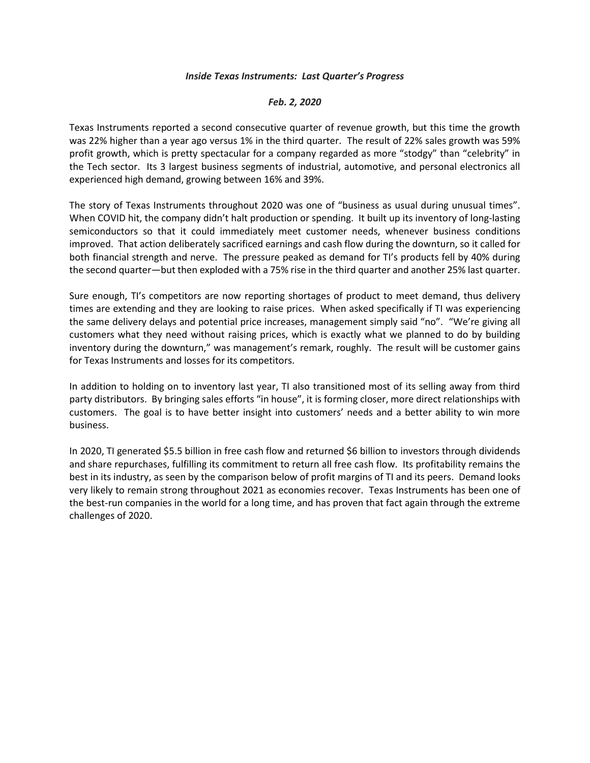***Inside Texas Instruments: Last Quarter's Progress***

***Feb. 2, 2020***

Texas Instruments reported a second consecutive quarter of revenue growth, but this time the growth was 22% higher than a year ago versus 1% in the third quarter. The result of 22% sales growth was 59% profit growth, which is pretty spectacular for a company regarded as more "stodgy" than "celebrity" in the Tech sector. Its 3 largest business segments of industrial, automotive, and personal electronics all experienced high demand, growing between 16% and 39%.

The story of Texas Instruments throughout 2020 was one of "business as usual during unusual times". When COVID hit, the company didn't halt production or spending. It built up its inventory of long-lasting semiconductors so that it could immediately meet customer needs, whenever business conditions improved. That action deliberately sacrificed earnings and cash flow during the downturn, so it called for both financial strength and nerve. The pressure peaked as demand for TI's products fell by 40% during the second quarter—but then exploded with a 75% rise in the third quarter and another 25% last quarter.

Sure enough, TI's competitors are now reporting shortages of product to meet demand, thus delivery times are extending and they are looking to raise prices. When asked specifically if TI was experiencing the same delivery delays and potential price increases, management simply said "no". "We're giving all customers what they need without raising prices, which is exactly what we planned to do by building inventory during the downturn," was management's remark, roughly. The result will be customer gains for Texas Instruments and losses for its competitors.

In addition to holding on to inventory last year, TI also transitioned most of its selling away from third party distributors. By bringing sales efforts "in house", it is forming closer, more direct relationships with customers. The goal is to have better insight into customers' needs and a better ability to win more business.

In 2020, TI generated $5.5 billion in free cash flow and returned $6 billion to investors through dividends and share repurchases, fulfilling its commitment to return all free cash flow. Its profitability remains the best in its industry, as seen by the comparison below of profit margins of TI and its peers. Demand looks very likely to remain strong throughout 2021 as economies recover. Texas Instruments has been one of the best-run companies in the world for a long time, and has proven that fact again through the extreme challenges of 2020.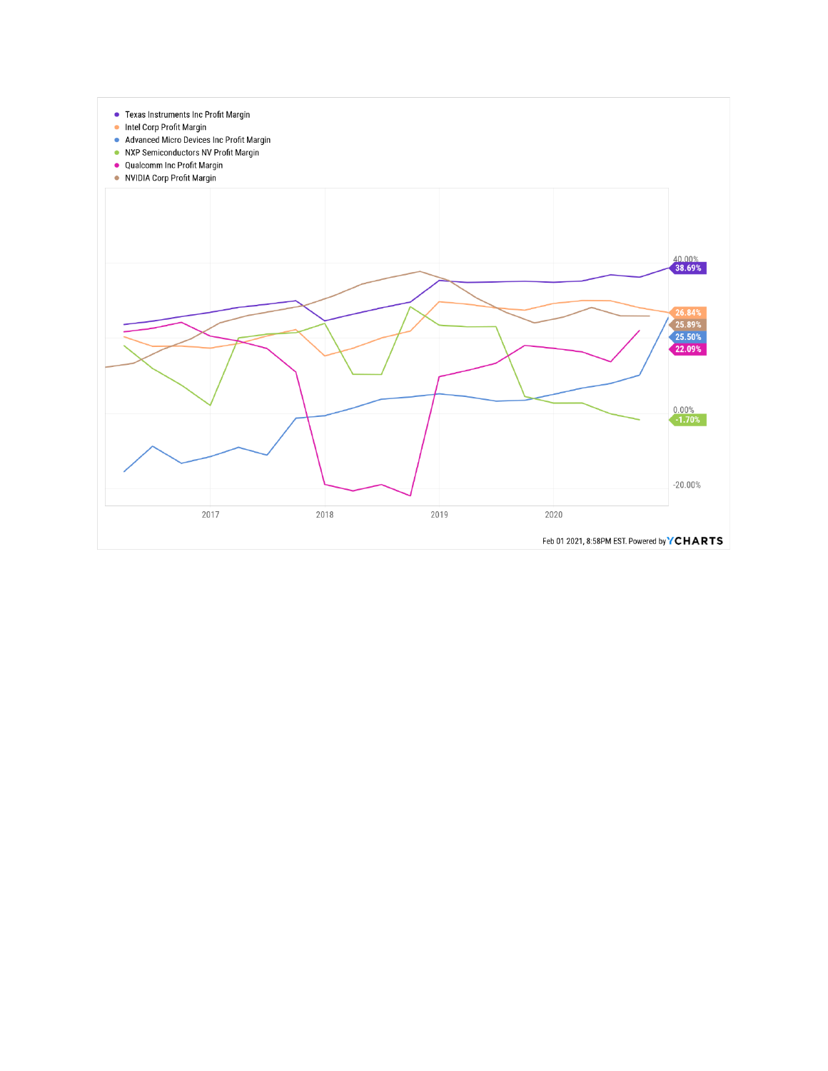Texas Instruments Inc Profit Margin
Intel Corp Profit Margin
Advanced Micro Devices Inc Profit Margin
NXP Semiconductors NV Profit Margin
Qualcomm Inc Profit Margin
NVIDIA Corp Profit Margin

40.00%
38.69%
26.84%
25.89%
25.50%
22.09%
0.00%
-1.70%
-20.00%

2017
2018
2019
2020

Feb 01 2021, 8:58PM EST. Powered by YCHARTS